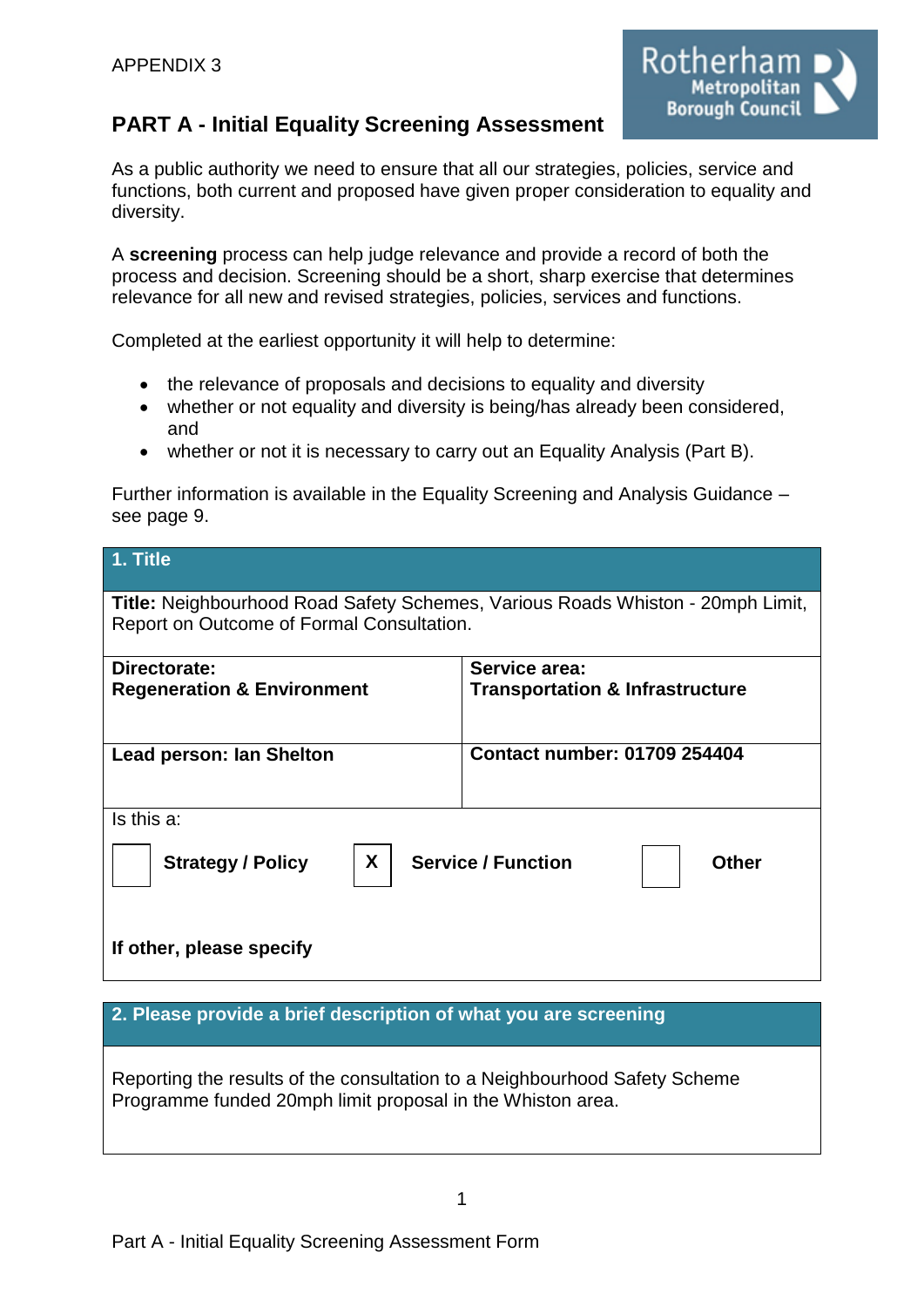APPENDIX 3

## PART A - Initial Equality Screening Assessment

As a public authority we need to ensure that all our strategies, policies, service and functions, both current and proposed have given proper consideration to equality and diversity.

A **screening** process can help judge relevance and provide a record of both the process and decision. Screening should be a short, sharp exercise that determines relevance for all new and revised strategies, policies, services and functions.

Completed at the earliest opportunity it will help to determine:

- the relevance of proposals and decisions to equality and diversity
- whether or not equality and diversity is being/has already been considered, and
- whether or not it is necessary to carry out an Equality Analysis (Part B).

Further information is available in the Equality Screening and Analysis Guidance – see page 9.

| **1. Title** | |
|---|---|
| **Title:** Neighbourhood Road Safety Schemes, Various Roads Whiston - 20mph Limit, Report on Outcome of Formal Consultation. | |
| **Directorate:** **Regeneration & Environment** | **Service area:** **Transportation & Infrastructure** |
| **Lead person: Ian Shelton** | **Contact number: 01709 254404** |
| Is this a: ☐ **Strategy / Policy** ☒ **Service / Function** ☐ **Other** <br><br> **If other, please specify** | |

| **2. Please provide a brief description of what you are screening** |
|---|
| Reporting the results of the consultation to a Neighbourhood Safety Scheme Programme funded 20mph limit proposal in the Whiston area. |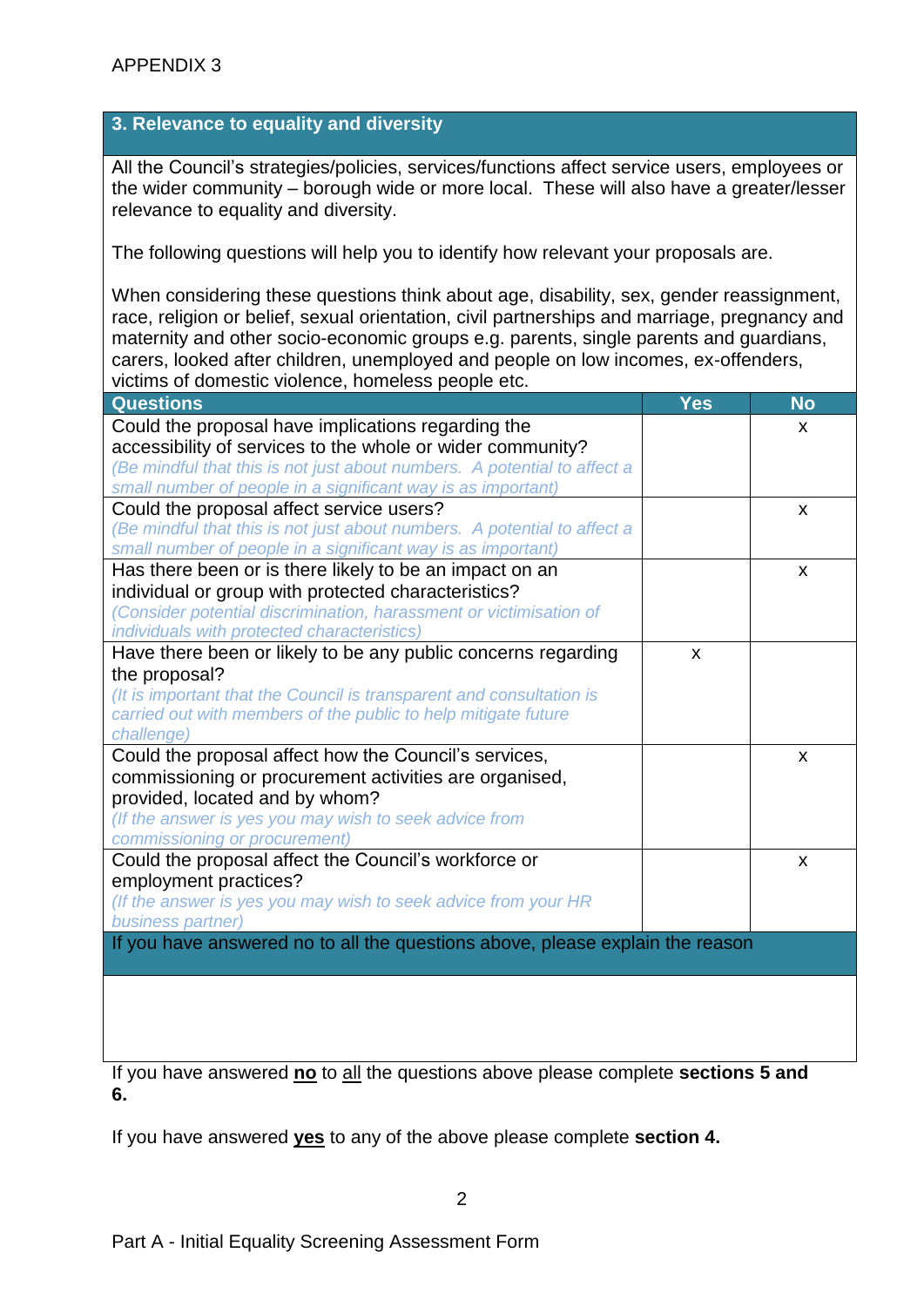APPENDIX 3

## 3. Relevance to equality and diversity

All the Council's strategies/policies, services/functions affect service users, employees or the wider community – borough wide or more local. These will also have a greater/lesser relevance to equality and diversity.

The following questions will help you to identify how relevant your proposals are.

When considering these questions think about age, disability, sex, gender reassignment, race, religion or belief, sexual orientation, civil partnerships and marriage, pregnancy and maternity and other socio-economic groups e.g. parents, single parents and guardians, carers, looked after children, unemployed and people on low incomes, ex-offenders, victims of domestic violence, homeless people etc.

| Questions | Yes | No |
|---|---|---|
| Could the proposal have implications regarding the accessibility of services to the whole or wider community?<br>*(Be mindful that this is not just about numbers. A potential to affect a small number of people in a significant way is as important)* | | x |
| Could the proposal affect service users?<br>*(Be mindful that this is not just about numbers. A potential to affect a small number of people in a significant way is as important)* | | x |
| Has there been or is there likely to be an impact on an individual or group with protected characteristics?<br>*(Consider potential discrimination, harassment or victimisation of individuals with protected characteristics)* | | x |
| Have there been or likely to be any public concerns regarding the proposal?<br>*(It is important that the Council is transparent and consultation is carried out with members of the public to help mitigate future challenge)* | x | |
| Could the proposal affect how the Council's services, commissioning or procurement activities are organised, provided, located and by whom?<br>*(If the answer is yes you may wish to seek advice from commissioning or procurement)* | | x |
| Could the proposal affect the Council's workforce or employment practices?<br>*(If the answer is yes you may wish to seek advice from your HR business partner)* | | x |

**If you have answered no to all the questions above, please explain the reason**

If you have answered **no** to all the questions above please complete **sections 5 and 6.**

If you have answered **yes** to any of the above please complete **section 4.**

Part A - Initial Equality Screening Assessment Form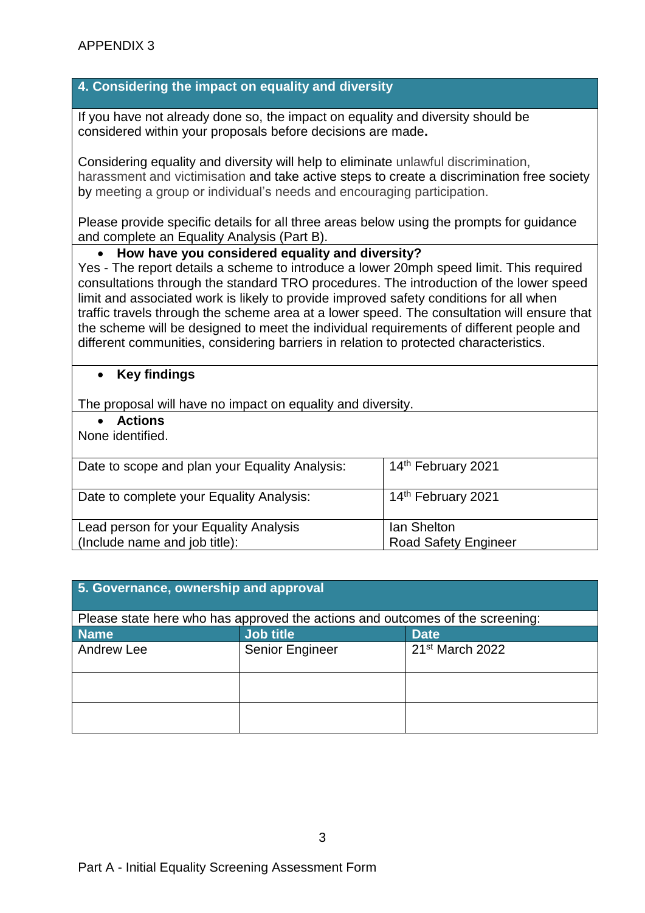APPENDIX 3

## 4. Considering the impact on equality and diversity

If you have not already done so, the impact on equality and diversity should be considered within your proposals before decisions are made**.**

Considering equality and diversity will help to eliminate unlawful discrimination, harassment and victimisation and take active steps to create a discrimination free society by meeting a group or individual's needs and encouraging participation.

Please provide specific details for all three areas below using the prompts for guidance and complete an Equality Analysis (Part B).

- **How have you considered equality and diversity?**

Yes - The report details a scheme to introduce a lower 20mph speed limit. This required consultations through the standard TRO procedures. The introduction of the lower speed limit and associated work is likely to provide improved safety conditions for all when traffic travels through the scheme area at a lower speed. The consultation will ensure that the scheme will be designed to meet the individual requirements of different people and different communities, considering barriers in relation to protected characteristics.

- **Key findings**

The proposal will have no impact on equality and diversity.

- **Actions**

None identified.

| | |
|---|---|
| Date to scope and plan your Equality Analysis: | 14th February 2021 |
| Date to complete your Equality Analysis: | 14th February 2021 |
| Lead person for your Equality Analysis (Include name and job title): | Ian Shelton<br>Road Safety Engineer |

## 5. Governance, ownership and approval

Please state here who has approved the actions and outcomes of the screening:

| Name | Job title | Date |
|---|---|---|
| Andrew Lee | Senior Engineer | 21st March 2022 |
| | | |
| | | |

Part A - Initial Equality Screening Assessment Form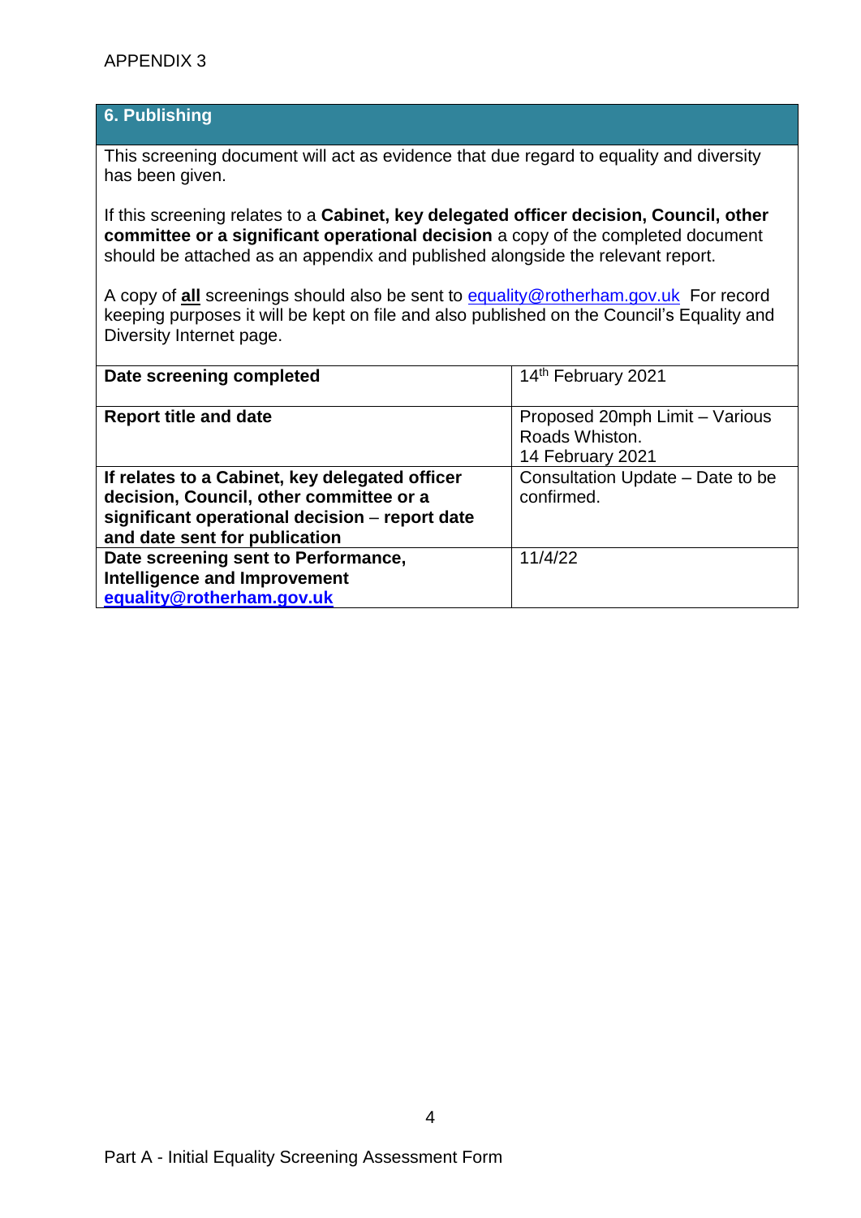APPENDIX 3

## 6. Publishing

This screening document will act as evidence that due regard to equality and diversity has been given.

If this screening relates to a **Cabinet, key delegated officer decision, Council, other committee or a significant operational decision** a copy of the completed document should be attached as an appendix and published alongside the relevant report.

A copy of **all** screenings should also be sent to equality@rotherham.gov.uk For record keeping purposes it will be kept on file and also published on the Council's Equality and Diversity Internet page.

| | |
|---|---|
| **Date screening completed** | 14th February 2021 |
| **Report title and date** | Proposed 20mph Limit – Various Roads Whiston.<br>14 February 2021 |
| **If relates to a Cabinet, key delegated officer decision, Council, other committee or a significant operational decision – report date and date sent for publication** | Consultation Update – Date to be confirmed. |
| **Date screening sent to Performance, Intelligence and Improvement equality@rotherham.gov.uk** | 11/4/22 |

Part A - Initial Equality Screening Assessment Form